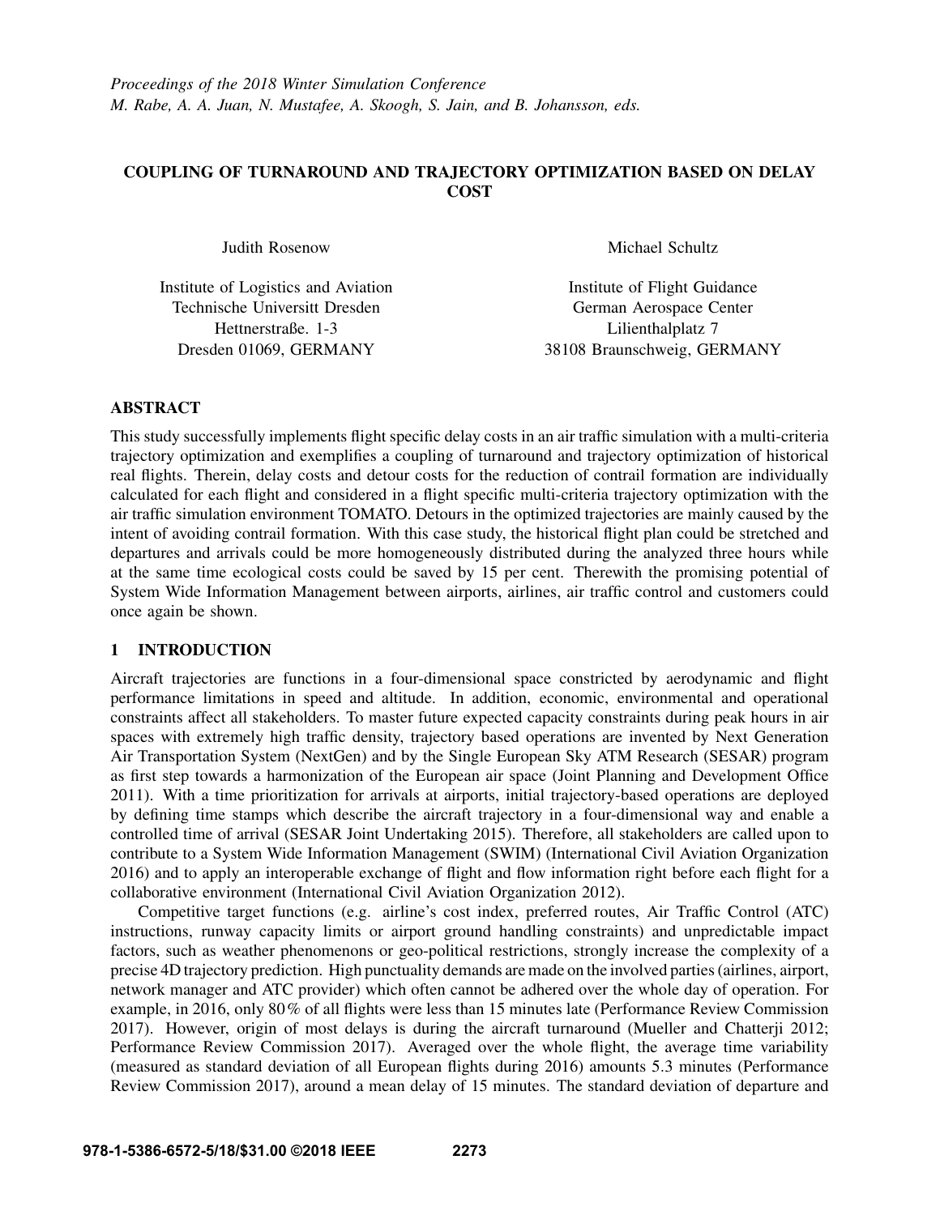*Proceedings of the 2018 Winter Simulation Conference*
*M. Rabe, A. A. Juan, N. Mustafee, A. Skoogh, S. Jain, and B. Johansson, eds.*

# COUPLING OF TURNAROUND AND TRAJECTORY OPTIMIZATION BASED ON DELAY COST

Judith Rosenow

Institute of Logistics and Aviation
Technische Universitt Dresden
Hettnerstraße. 1-3
Dresden 01069, GERMANY

Michael Schultz

Institute of Flight Guidance
German Aerospace Center
Lilienthalplatz 7
38108 Braunschweig, GERMANY

## ABSTRACT

This study successfully implements flight specific delay costs in an air traffic simulation with a multi-criteria trajectory optimization and exemplifies a coupling of turnaround and trajectory optimization of historical real flights. Therein, delay costs and detour costs for the reduction of contrail formation are individually calculated for each flight and considered in a flight specific multi-criteria trajectory optimization with the air traffic simulation environment TOMATO. Detours in the optimized trajectories are mainly caused by the intent of avoiding contrail formation. With this case study, the historical flight plan could be stretched and departures and arrivals could be more homogeneously distributed during the analyzed three hours while at the same time ecological costs could be saved by 15 per cent. Therewith the promising potential of System Wide Information Management between airports, airlines, air traffic control and customers could once again be shown.

## 1 INTRODUCTION

Aircraft trajectories are functions in a four-dimensional space constricted by aerodynamic and flight performance limitations in speed and altitude. In addition, economic, environmental and operational constraints affect all stakeholders. To master future expected capacity constraints during peak hours in air spaces with extremely high traffic density, trajectory based operations are invented by Next Generation Air Transportation System (NextGen) and by the Single European Sky ATM Research (SESAR) program as first step towards a harmonization of the European air space (Joint Planning and Development Office 2011). With a time prioritization for arrivals at airports, initial trajectory-based operations are deployed by defining time stamps which describe the aircraft trajectory in a four-dimensional way and enable a controlled time of arrival (SESAR Joint Undertaking 2015). Therefore, all stakeholders are called upon to contribute to a System Wide Information Management (SWIM) (International Civil Aviation Organization 2016) and to apply an interoperable exchange of flight and flow information right before each flight for a collaborative environment (International Civil Aviation Organization 2012).

Competitive target functions (e.g. airline's cost index, preferred routes, Air Traffic Control (ATC) instructions, runway capacity limits or airport ground handling constraints) and unpredictable impact factors, such as weather phenomenons or geo-political restrictions, strongly increase the complexity of a precise 4D trajectory prediction. High punctuality demands are made on the involved parties (airlines, airport, network manager and ATC provider) which often cannot be adhered over the whole day of operation. For example, in 2016, only 80% of all flights were less than 15 minutes late (Performance Review Commission 2017). However, origin of most delays is during the aircraft turnaround (Mueller and Chatterji 2012; Performance Review Commission 2017). Averaged over the whole flight, the average time variability (measured as standard deviation of all European flights during 2016) amounts 5.3 minutes (Performance Review Commission 2017), around a mean delay of 15 minutes. The standard deviation of departure and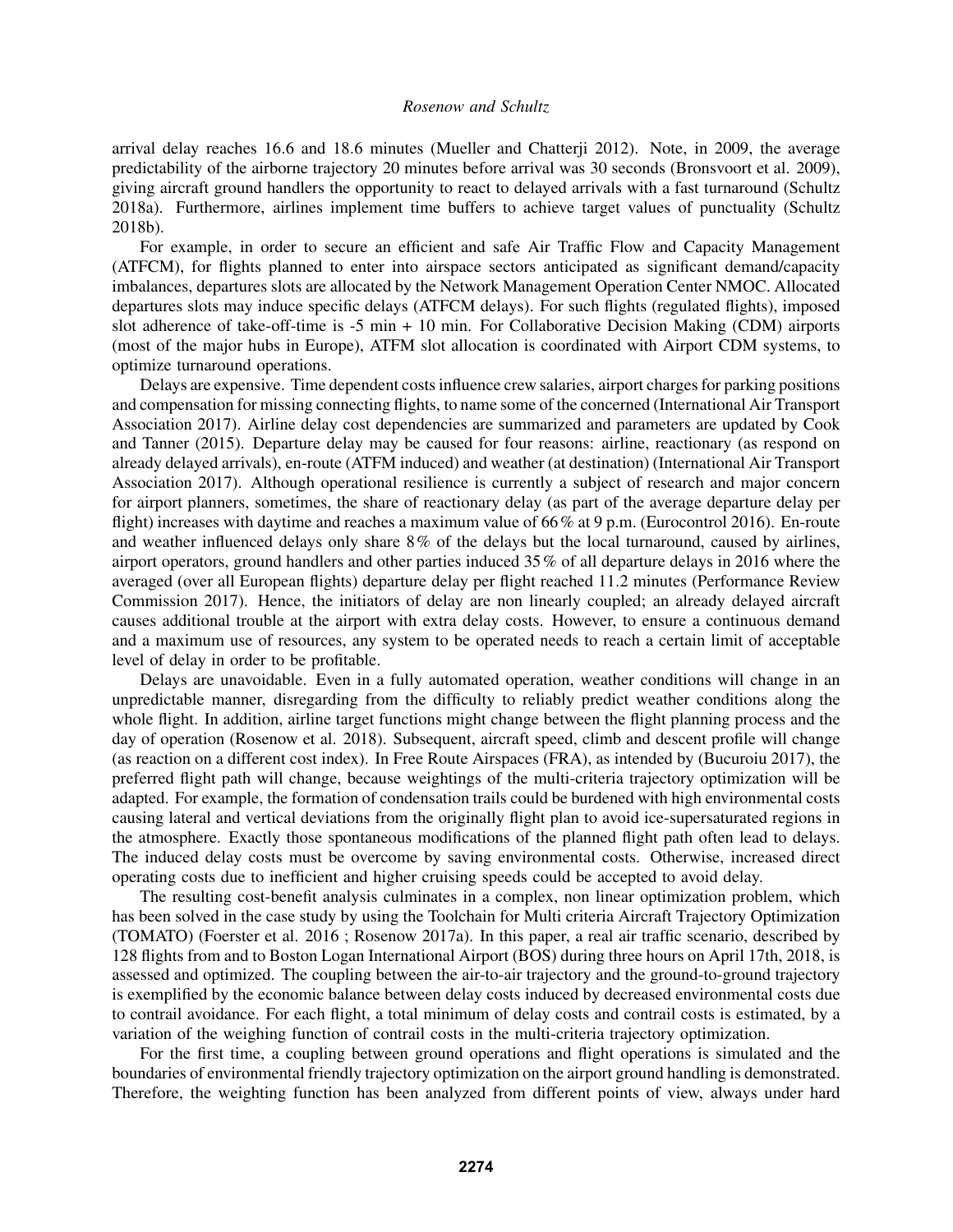arrival delay reaches 16.6 and 18.6 minutes (Mueller and Chatterji 2012). Note, in 2009, the average predictability of the airborne trajectory 20 minutes before arrival was 30 seconds (Bronsvoort et al. 2009), giving aircraft ground handlers the opportunity to react to delayed arrivals with a fast turnaround (Schultz 2018a). Furthermore, airlines implement time buffers to achieve target values of punctuality (Schultz 2018b).

For example, in order to secure an efficient and safe Air Traffic Flow and Capacity Management (ATFCM), for flights planned to enter into airspace sectors anticipated as significant demand/capacity imbalances, departures slots are allocated by the Network Management Operation Center NMOC. Allocated departures slots may induce specific delays (ATFCM delays). For such flights (regulated flights), imposed slot adherence of take-off-time is -5 min + 10 min. For Collaborative Decision Making (CDM) airports (most of the major hubs in Europe), ATFM slot allocation is coordinated with Airport CDM systems, to optimize turnaround operations.

Delays are expensive. Time dependent costs influence crew salaries, airport charges for parking positions and compensation for missing connecting flights, to name some of the concerned (International Air Transport Association 2017). Airline delay cost dependencies are summarized and parameters are updated by Cook and Tanner (2015). Departure delay may be caused for four reasons: airline, reactionary (as respond on already delayed arrivals), en-route (ATFM induced) and weather (at destination) (International Air Transport Association 2017). Although operational resilience is currently a subject of research and major concern for airport planners, sometimes, the share of reactionary delay (as part of the average departure delay per flight) increases with daytime and reaches a maximum value of 66 % at 9 p.m. (Eurocontrol 2016). En-route and weather influenced delays only share 8 % of the delays but the local turnaround, caused by airlines, airport operators, ground handlers and other parties induced 35 % of all departure delays in 2016 where the averaged (over all European flights) departure delay per flight reached 11.2 minutes (Performance Review Commission 2017). Hence, the initiators of delay are non linearly coupled; an already delayed aircraft causes additional trouble at the airport with extra delay costs. However, to ensure a continuous demand and a maximum use of resources, any system to be operated needs to reach a certain limit of acceptable level of delay in order to be profitable.

Delays are unavoidable. Even in a fully automated operation, weather conditions will change in an unpredictable manner, disregarding from the difficulty to reliably predict weather conditions along the whole flight. In addition, airline target functions might change between the flight planning process and the day of operation (Rosenow et al. 2018). Subsequent, aircraft speed, climb and descent profile will change (as reaction on a different cost index). In Free Route Airspaces (FRA), as intended by (Bucuroiu 2017), the preferred flight path will change, because weightings of the multi-criteria trajectory optimization will be adapted. For example, the formation of condensation trails could be burdened with high environmental costs causing lateral and vertical deviations from the originally flight plan to avoid ice-supersaturated regions in the atmosphere. Exactly those spontaneous modifications of the planned flight path often lead to delays. The induced delay costs must be overcome by saving environmental costs. Otherwise, increased direct operating costs due to inefficient and higher cruising speeds could be accepted to avoid delay.

The resulting cost-benefit analysis culminates in a complex, non linear optimization problem, which has been solved in the case study by using the Toolchain for Multi criteria Aircraft Trajectory Optimization (TOMATO) (Foerster et al. 2016 ; Rosenow 2017a). In this paper, a real air traffic scenario, described by 128 flights from and to Boston Logan International Airport (BOS) during three hours on April 17th, 2018, is assessed and optimized. The coupling between the air-to-air trajectory and the ground-to-ground trajectory is exemplified by the economic balance between delay costs induced by decreased environmental costs due to contrail avoidance. For each flight, a total minimum of delay costs and contrail costs is estimated, by a variation of the weighing function of contrail costs in the multi-criteria trajectory optimization.

For the first time, a coupling between ground operations and flight operations is simulated and the boundaries of environmental friendly trajectory optimization on the airport ground handling is demonstrated. Therefore, the weighting function has been analyzed from different points of view, always under hard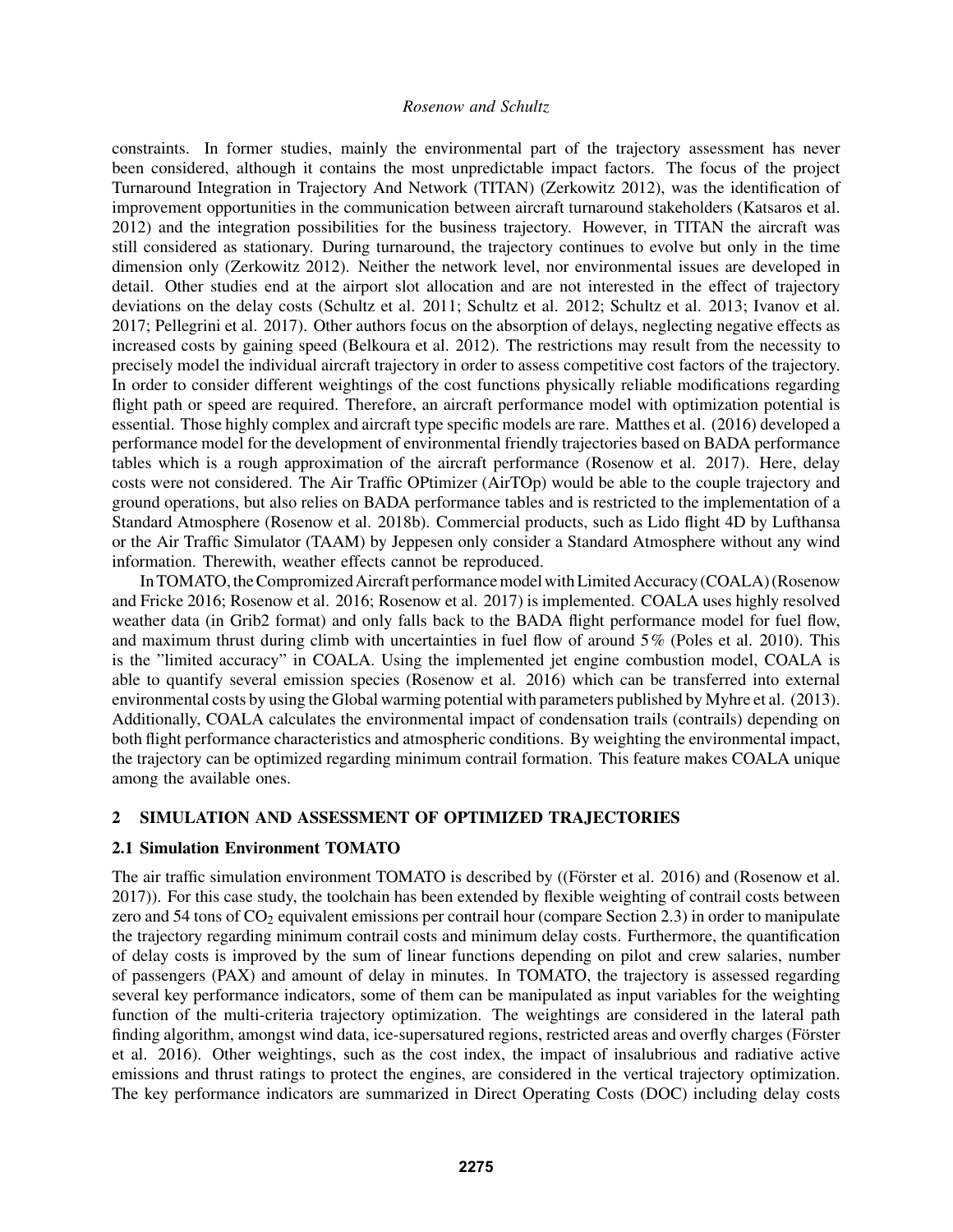constraints. In former studies, mainly the environmental part of the trajectory assessment has never been considered, although it contains the most unpredictable impact factors. The focus of the project Turnaround Integration in Trajectory And Network (TITAN) (Zerkowitz 2012), was the identification of improvement opportunities in the communication between aircraft turnaround stakeholders (Katsaros et al. 2012) and the integration possibilities for the business trajectory. However, in TITAN the aircraft was still considered as stationary. During turnaround, the trajectory continues to evolve but only in the time dimension only (Zerkowitz 2012). Neither the network level, nor environmental issues are developed in detail. Other studies end at the airport slot allocation and are not interested in the effect of trajectory deviations on the delay costs (Schultz et al. 2011; Schultz et al. 2012; Schultz et al. 2013; Ivanov et al. 2017; Pellegrini et al. 2017). Other authors focus on the absorption of delays, neglecting negative effects as increased costs by gaining speed (Belkoura et al. 2012). The restrictions may result from the necessity to precisely model the individual aircraft trajectory in order to assess competitive cost factors of the trajectory. In order to consider different weightings of the cost functions physically reliable modifications regarding flight path or speed are required. Therefore, an aircraft performance model with optimization potential is essential. Those highly complex and aircraft type specific models are rare. Matthes et al. (2016) developed a performance model for the development of environmental friendly trajectories based on BADA performance tables which is a rough approximation of the aircraft performance (Rosenow et al. 2017). Here, delay costs were not considered. The Air Traffic OPtimizer (AirTOp) would be able to the couple trajectory and ground operations, but also relies on BADA performance tables and is restricted to the implementation of a Standard Atmosphere (Rosenow et al. 2018b). Commercial products, such as Lido flight 4D by Lufthansa or the Air Traffic Simulator (TAAM) by Jeppesen only consider a Standard Atmosphere without any wind information. Therewith, weather effects cannot be reproduced.

In TOMATO, the Compromized Aircraft performance model with Limited Accuracy (COALA) (Rosenow and Fricke 2016; Rosenow et al. 2016; Rosenow et al. 2017) is implemented. COALA uses highly resolved weather data (in Grib2 format) and only falls back to the BADA flight performance model for fuel flow, and maximum thrust during climb with uncertainties in fuel flow of around 5 % (Poles et al. 2010). This is the "limited accuracy" in COALA. Using the implemented jet engine combustion model, COALA is able to quantify several emission species (Rosenow et al. 2016) which can be transferred into external environmental costs by using the Global warming potential with parameters published by Myhre et al. (2013). Additionally, COALA calculates the environmental impact of condensation trails (contrails) depending on both flight performance characteristics and atmospheric conditions. By weighting the environmental impact, the trajectory can be optimized regarding minimum contrail formation. This feature makes COALA unique among the available ones.

## 2 SIMULATION AND ASSESSMENT OF OPTIMIZED TRAJECTORIES

### 2.1 Simulation Environment TOMATO

The air traffic simulation environment TOMATO is described by ((Förster et al. 2016) and (Rosenow et al. 2017)). For this case study, the toolchain has been extended by flexible weighting of contrail costs between zero and 54 tons of $CO_2$ equivalent emissions per contrail hour (compare Section 2.3) in order to manipulate the trajectory regarding minimum contrail costs and minimum delay costs. Furthermore, the quantification of delay costs is improved by the sum of linear functions depending on pilot and crew salaries, number of passengers (PAX) and amount of delay in minutes. In TOMATO, the trajectory is assessed regarding several key performance indicators, some of them can be manipulated as input variables for the weighting function of the multi-criteria trajectory optimization. The weightings are considered in the lateral path finding algorithm, amongst wind data, ice-supersatured regions, restricted areas and overfly charges (Förster et al. 2016). Other weightings, such as the cost index, the impact of insalubrious and radiative active emissions and thrust ratings to protect the engines, are considered in the vertical trajectory optimization. The key performance indicators are summarized in Direct Operating Costs (DOC) including delay costs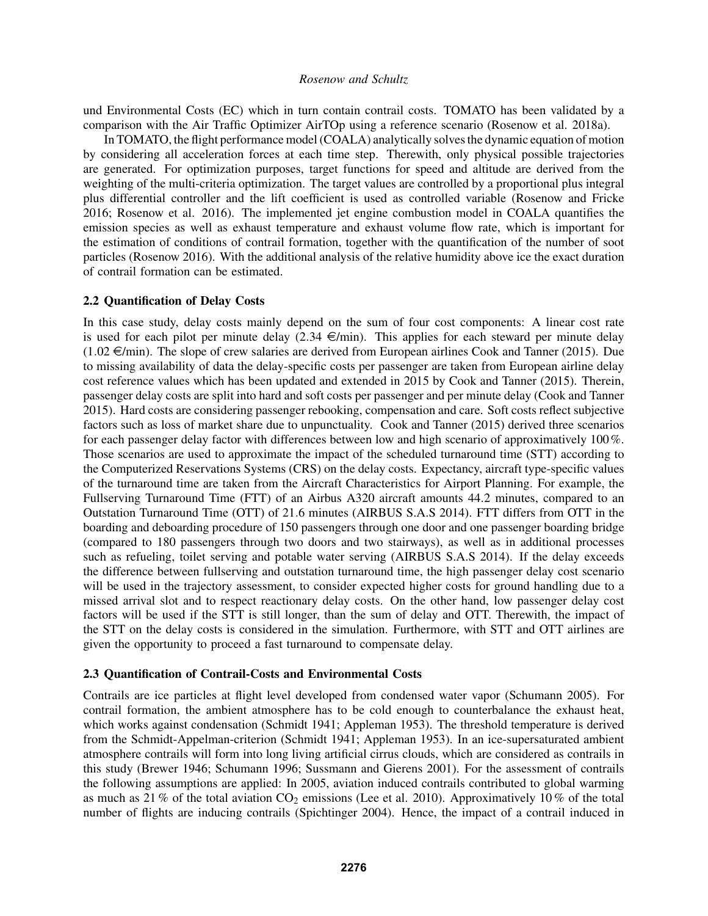und Environmental Costs (EC) which in turn contain contrail costs. TOMATO has been validated by a comparison with the Air Traffic Optimizer AirTOp using a reference scenario (Rosenow et al. 2018a).

In TOMATO, the flight performance model (COALA) analytically solves the dynamic equation of motion by considering all acceleration forces at each time step. Therewith, only physical possible trajectories are generated. For optimization purposes, target functions for speed and altitude are derived from the weighting of the multi-criteria optimization. The target values are controlled by a proportional plus integral plus differential controller and the lift coefficient is used as controlled variable (Rosenow and Fricke 2016; Rosenow et al. 2016). The implemented jet engine combustion model in COALA quantifies the emission species as well as exhaust temperature and exhaust volume flow rate, which is important for the estimation of conditions of contrail formation, together with the quantification of the number of soot particles (Rosenow 2016). With the additional analysis of the relative humidity above ice the exact duration of contrail formation can be estimated.

### 2.2 Quantification of Delay Costs

In this case study, delay costs mainly depend on the sum of four cost components: A linear cost rate is used for each pilot per minute delay (2.34 €/min). This applies for each steward per minute delay (1.02 €/min). The slope of crew salaries are derived from European airlines Cook and Tanner (2015). Due to missing availability of data the delay-specific costs per passenger are taken from European airline delay cost reference values which has been updated and extended in 2015 by Cook and Tanner (2015). Therein, passenger delay costs are split into hard and soft costs per passenger and per minute delay (Cook and Tanner 2015). Hard costs are considering passenger rebooking, compensation and care. Soft costs reflect subjective factors such as loss of market share due to unpunctuality. Cook and Tanner (2015) derived three scenarios for each passenger delay factor with differences between low and high scenario of approximatively 100 %. Those scenarios are used to approximate the impact of the scheduled turnaround time (STT) according to the Computerized Reservations Systems (CRS) on the delay costs. Expectancy, aircraft type-specific values of the turnaround time are taken from the Aircraft Characteristics for Airport Planning. For example, the Fullserving Turnaround Time (FTT) of an Airbus A320 aircraft amounts 44.2 minutes, compared to an Outstation Turnaround Time (OTT) of 21.6 minutes (AIRBUS S.A.S 2014). FTT differs from OTT in the boarding and deboarding procedure of 150 passengers through one door and one passenger boarding bridge (compared to 180 passengers through two doors and two stairways), as well as in additional processes such as refueling, toilet serving and potable water serving (AIRBUS S.A.S 2014). If the delay exceeds the difference between fullserving and outstation turnaround time, the high passenger delay cost scenario will be used in the trajectory assessment, to consider expected higher costs for ground handling due to a missed arrival slot and to respect reactionary delay costs. On the other hand, low passenger delay cost factors will be used if the STT is still longer, than the sum of delay and OTT. Therewith, the impact of the STT on the delay costs is considered in the simulation. Furthermore, with STT and OTT airlines are given the opportunity to proceed a fast turnaround to compensate delay.

### 2.3 Quantification of Contrail-Costs and Environmental Costs

Contrails are ice particles at flight level developed from condensed water vapor (Schumann 2005). For contrail formation, the ambient atmosphere has to be cold enough to counterbalance the exhaust heat, which works against condensation (Schmidt 1941; Appleman 1953). The threshold temperature is derived from the Schmidt-Appelman-criterion (Schmidt 1941; Appleman 1953). In an ice-supersaturated ambient atmosphere contrails will form into long living artificial cirrus clouds, which are considered as contrails in this study (Brewer 1946; Schumann 1996; Sussmann and Gierens 2001). For the assessment of contrails the following assumptions are applied: In 2005, aviation induced contrails contributed to global warming as much as 21 % of the total aviation $CO_2$ emissions (Lee et al. 2010). Approximatively 10 % of the total number of flights are inducing contrails (Spichtinger 2004). Hence, the impact of a contrail induced in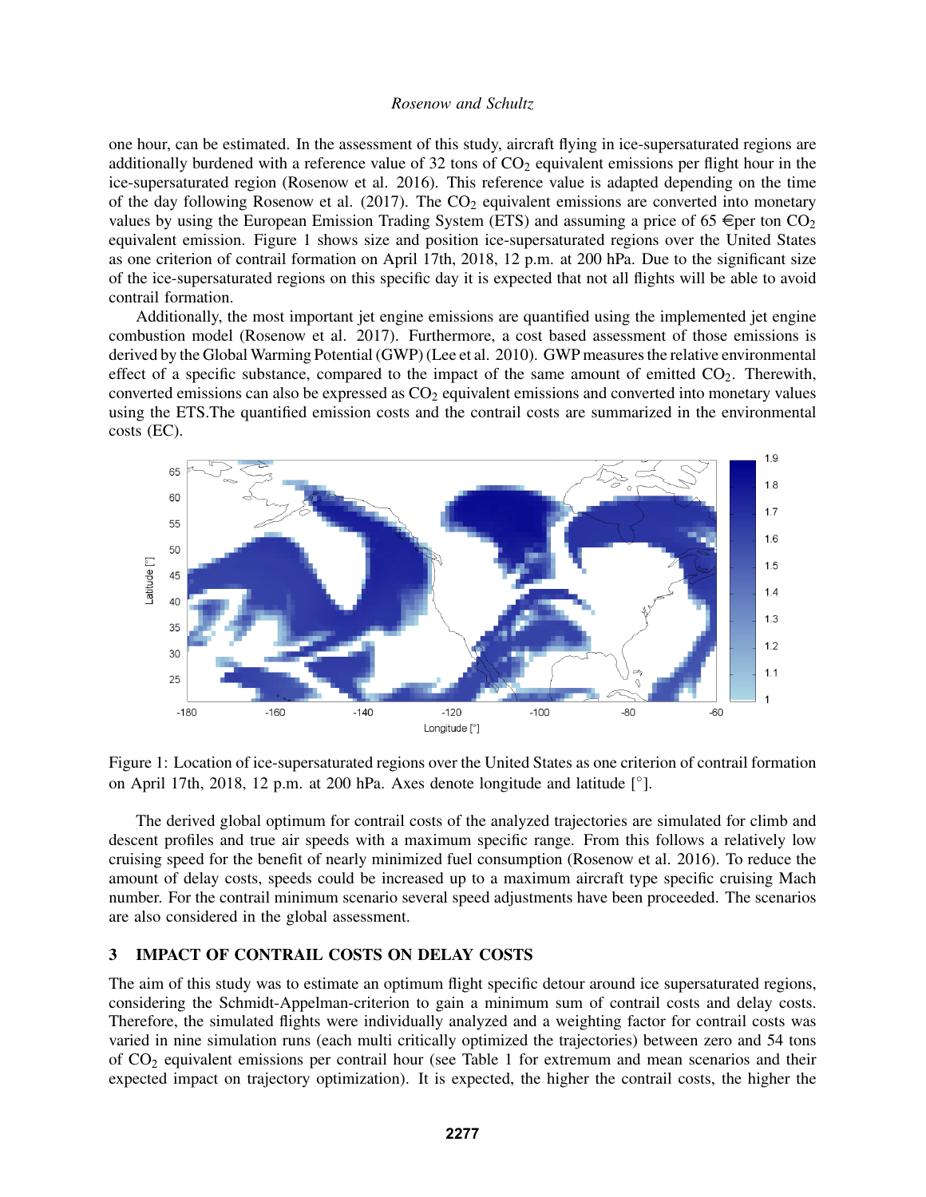one hour, can be estimated. In the assessment of this study, aircraft flying in ice-supersaturated regions are additionally burdened with a reference value of 32 tons of $CO_2$ equivalent emissions per flight hour in the ice-supersaturated region (Rosenow et al. 2016). This reference value is adapted depending on the time of the day following Rosenow et al. (2017). The $CO_2$ equivalent emissions are converted into monetary values by using the European Emission Trading System (ETS) and assuming a price of 65 €per ton $CO_2$ equivalent emission. Figure 1 shows size and position ice-supersaturated regions over the United States as one criterion of contrail formation on April 17th, 2018, 12 p.m. at 200 hPa. Due to the significant size of the ice-supersaturated regions on this specific day it is expected that not all flights will be able to avoid contrail formation.

Additionally, the most important jet engine emissions are quantified using the implemented jet engine combustion model (Rosenow et al. 2017). Furthermore, a cost based assessment of those emissions is derived by the Global Warming Potential (GWP) (Lee et al. 2010). GWP measures the relative environmental effect of a specific substance, compared to the impact of the same amount of emitted $CO_2$. Therewith, converted emissions can also be expressed as $CO_2$ equivalent emissions and converted into monetary values using the ETS.The quantified emission costs and the contrail costs are summarized in the environmental costs (EC).

Figure 1: Location of ice-supersaturated regions over the United States as one criterion of contrail formation on April 17th, 2018, 12 p.m. at 200 hPa. Axes denote longitude and latitude [°].

The derived global optimum for contrail costs of the analyzed trajectories are simulated for climb and descent profiles and true air speeds with a maximum specific range. From this follows a relatively low cruising speed for the benefit of nearly minimized fuel consumption (Rosenow et al. 2016). To reduce the amount of delay costs, speeds could be increased up to a maximum aircraft type specific cruising Mach number. For the contrail minimum scenario several speed adjustments have been proceeded. The scenarios are also considered in the global assessment.

## 3 IMPACT OF CONTRAIL COSTS ON DELAY COSTS

The aim of this study was to estimate an optimum flight specific detour around ice supersaturated regions, considering the Schmidt-Appelman-criterion to gain a minimum sum of contrail costs and delay costs. Therefore, the simulated flights were individually analyzed and a weighting factor for contrail costs was varied in nine simulation runs (each multi critically optimized the trajectories) between zero and 54 tons of $CO_2$ equivalent emissions per contrail hour (see Table 1 for extremum and mean scenarios and their expected impact on trajectory optimization). It is expected, the higher the contrail costs, the higher the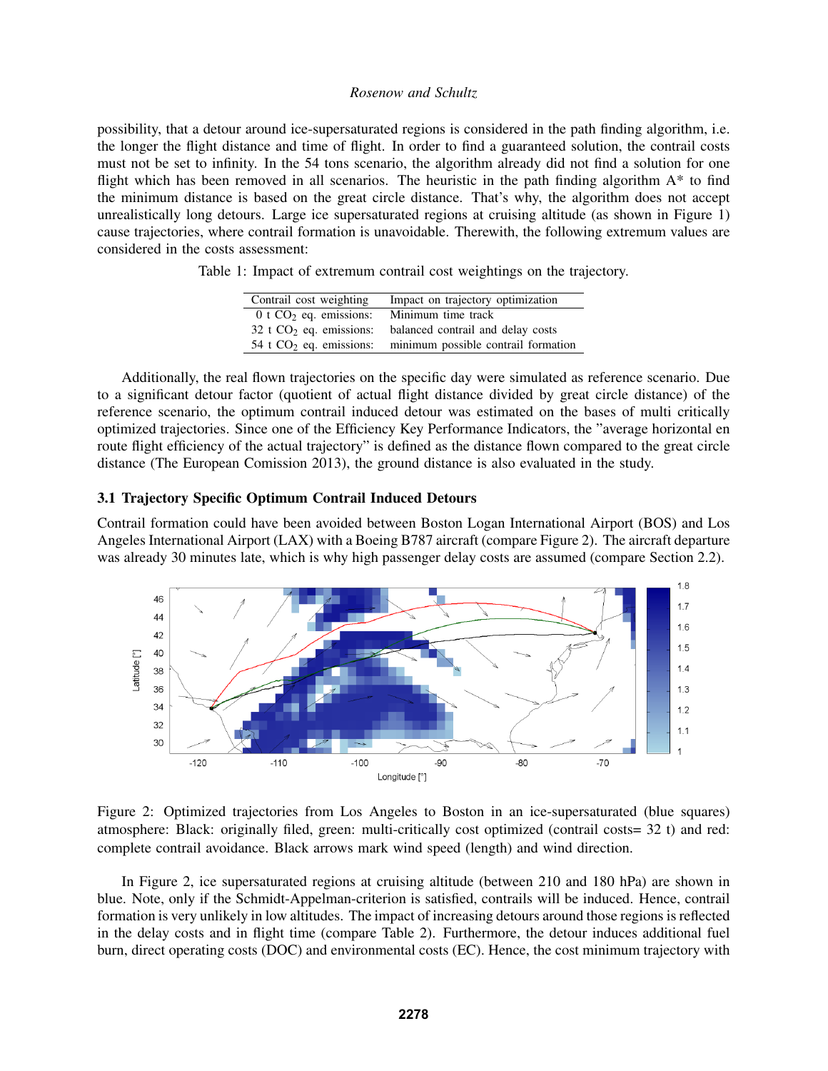possibility, that a detour around ice-supersaturated regions is considered in the path finding algorithm, i.e. the longer the flight distance and time of flight. In order to find a guaranteed solution, the contrail costs must not be set to infinity. In the 54 tons scenario, the algorithm already did not find a solution for one flight which has been removed in all scenarios. The heuristic in the path finding algorithm A* to find the minimum distance is based on the great circle distance. That's why, the algorithm does not accept unrealistically long detours. Large ice supersaturated regions at cruising altitude (as shown in Figure 1) cause trajectories, where contrail formation is unavoidable. Therewith, the following extremum values are considered in the costs assessment:

Table 1: Impact of extremum contrail cost weightings on the trajectory.

| Contrail cost weighting | Impact on trajectory optimization |
|---|---|
| 0 t $CO_2$ eq. emissions: | Minimum time track |
| 32 t $CO_2$ eq. emissions: | balanced contrail and delay costs |
| 54 t $CO_2$ eq. emissions: | minimum possible contrail formation |

Additionally, the real flown trajectories on the specific day were simulated as reference scenario. Due to a significant detour factor (quotient of actual flight distance divided by great circle distance) of the reference scenario, the optimum contrail induced detour was estimated on the bases of multi critically optimized trajectories. Since one of the Efficiency Key Performance Indicators, the "average horizontal en route flight efficiency of the actual trajectory" is defined as the distance flown compared to the great circle distance (The European Comission 2013), the ground distance is also evaluated in the study.

### 3.1 Trajectory Specific Optimum Contrail Induced Detours

Contrail formation could have been avoided between Boston Logan International Airport (BOS) and Los Angeles International Airport (LAX) with a Boeing B787 aircraft (compare Figure 2). The aircraft departure was already 30 minutes late, which is why high passenger delay costs are assumed (compare Section 2.2).

Figure 2: Optimized trajectories from Los Angeles to Boston in an ice-supersaturated (blue squares) atmosphere: Black: originally filed, green: multi-critically cost optimized (contrail costs= 32 t) and red: complete contrail avoidance. Black arrows mark wind speed (length) and wind direction.

In Figure 2, ice supersaturated regions at cruising altitude (between 210 and 180 hPa) are shown in blue. Note, only if the Schmidt-Appelman-criterion is satisfied, contrails will be induced. Hence, contrail formation is very unlikely in low altitudes. The impact of increasing detours around those regions is reflected in the delay costs and in flight time (compare Table 2). Furthermore, the detour induces additional fuel burn, direct operating costs (DOC) and environmental costs (EC). Hence, the cost minimum trajectory with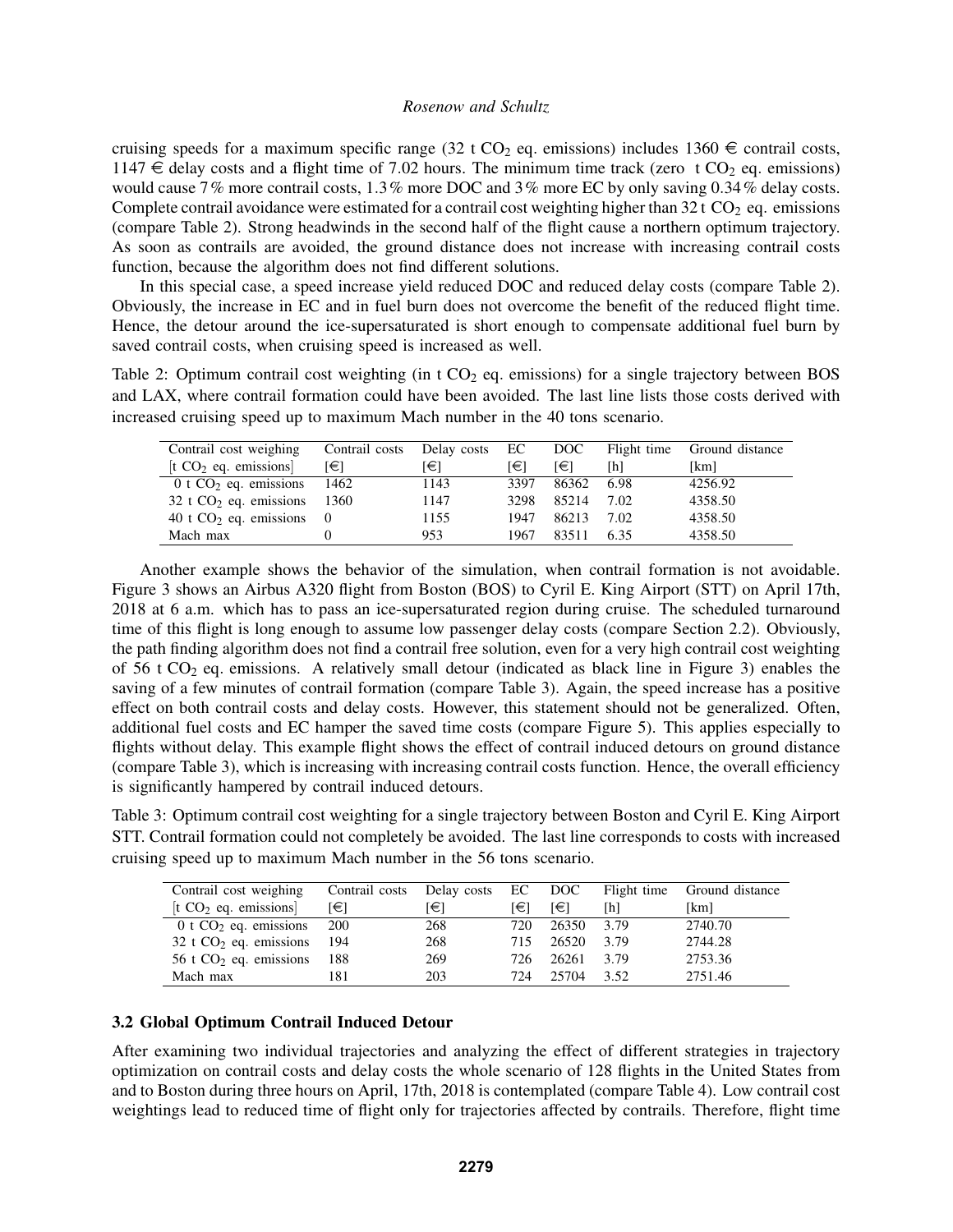cruising speeds for a maximum specific range (32 t $CO_2$ eq. emissions) includes 1360 € contrail costs, 1147 € delay costs and a flight time of 7.02 hours. The minimum time track (zero t $CO_2$ eq. emissions) would cause 7 % more contrail costs, 1.3 % more DOC and 3 % more EC by only saving 0.34 % delay costs. Complete contrail avoidance were estimated for a contrail cost weighting higher than 32 t $CO_2$ eq. emissions (compare Table 2). Strong headwinds in the second half of the flight cause a northern optimum trajectory. As soon as contrails are avoided, the ground distance does not increase with increasing contrail costs function, because the algorithm does not find different solutions.

In this special case, a speed increase yield reduced DOC and reduced delay costs (compare Table 2). Obviously, the increase in EC and in fuel burn does not overcome the benefit of the reduced flight time. Hence, the detour around the ice-supersaturated is short enough to compensate additional fuel burn by saved contrail costs, when cruising speed is increased as well.

Table 2: Optimum contrail cost weighting (in t $CO_2$ eq. emissions) for a single trajectory between BOS and LAX, where contrail formation could have been avoided. The last line lists those costs derived with increased cruising speed up to maximum Mach number in the 40 tons scenario.

| Contrail cost weighing [t $CO_2$ eq. emissions] | Contrail costs [€] | Delay costs [€] | EC [€] | DOC [€] | Flight time [h] | Ground distance [km] |
|---|---|---|---|---|---|---|
| 0 t $CO_2$ eq. emissions | 1462 | 1143 | 3397 | 86362 | 6.98 | 4256.92 |
| 32 t $CO_2$ eq. emissions | 1360 | 1147 | 3298 | 85214 | 7.02 | 4358.50 |
| 40 t $CO_2$ eq. emissions | 0 | 1155 | 1947 | 86213 | 7.02 | 4358.50 |
| Mach max | 0 | 953 | 1967 | 83511 | 6.35 | 4358.50 |

Another example shows the behavior of the simulation, when contrail formation is not avoidable. Figure 3 shows an Airbus A320 flight from Boston (BOS) to Cyril E. King Airport (STT) on April 17th, 2018 at 6 a.m. which has to pass an ice-supersaturated region during cruise. The scheduled turnaround time of this flight is long enough to assume low passenger delay costs (compare Section 2.2). Obviously, the path finding algorithm does not find a contrail free solution, even for a very high contrail cost weighting of 56 t $CO_2$ eq. emissions. A relatively small detour (indicated as black line in Figure 3) enables the saving of a few minutes of contrail formation (compare Table 3). Again, the speed increase has a positive effect on both contrail costs and delay costs. However, this statement should not be generalized. Often, additional fuel costs and EC hamper the saved time costs (compare Figure 5). This applies especially to flights without delay. This example flight shows the effect of contrail induced detours on ground distance (compare Table 3), which is increasing with increasing contrail costs function. Hence, the overall efficiency is significantly hampered by contrail induced detours.

Table 3: Optimum contrail cost weighting for a single trajectory between Boston and Cyril E. King Airport STT. Contrail formation could not completely be avoided. The last line corresponds to costs with increased cruising speed up to maximum Mach number in the 56 tons scenario.

| Contrail cost weighing [t $CO_2$ eq. emissions] | Contrail costs [€] | Delay costs [€] | EC [€] | DOC [€] | Flight time [h] | Ground distance [km] |
|---|---|---|---|---|---|---|
| 0 t $CO_2$ eq. emissions | 200 | 268 | 720 | 26350 | 3.79 | 2740.70 |
| 32 t $CO_2$ eq. emissions | 194 | 268 | 715 | 26520 | 3.79 | 2744.28 |
| 56 t $CO_2$ eq. emissions | 188 | 269 | 726 | 26261 | 3.79 | 2753.36 |
| Mach max | 181 | 203 | 724 | 25704 | 3.52 | 2751.46 |

### 3.2 Global Optimum Contrail Induced Detour

After examining two individual trajectories and analyzing the effect of different strategies in trajectory optimization on contrail costs and delay costs the whole scenario of 128 flights in the United States from and to Boston during three hours on April, 17th, 2018 is contemplated (compare Table 4). Low contrail cost weightings lead to reduced time of flight only for trajectories affected by contrails. Therefore, flight time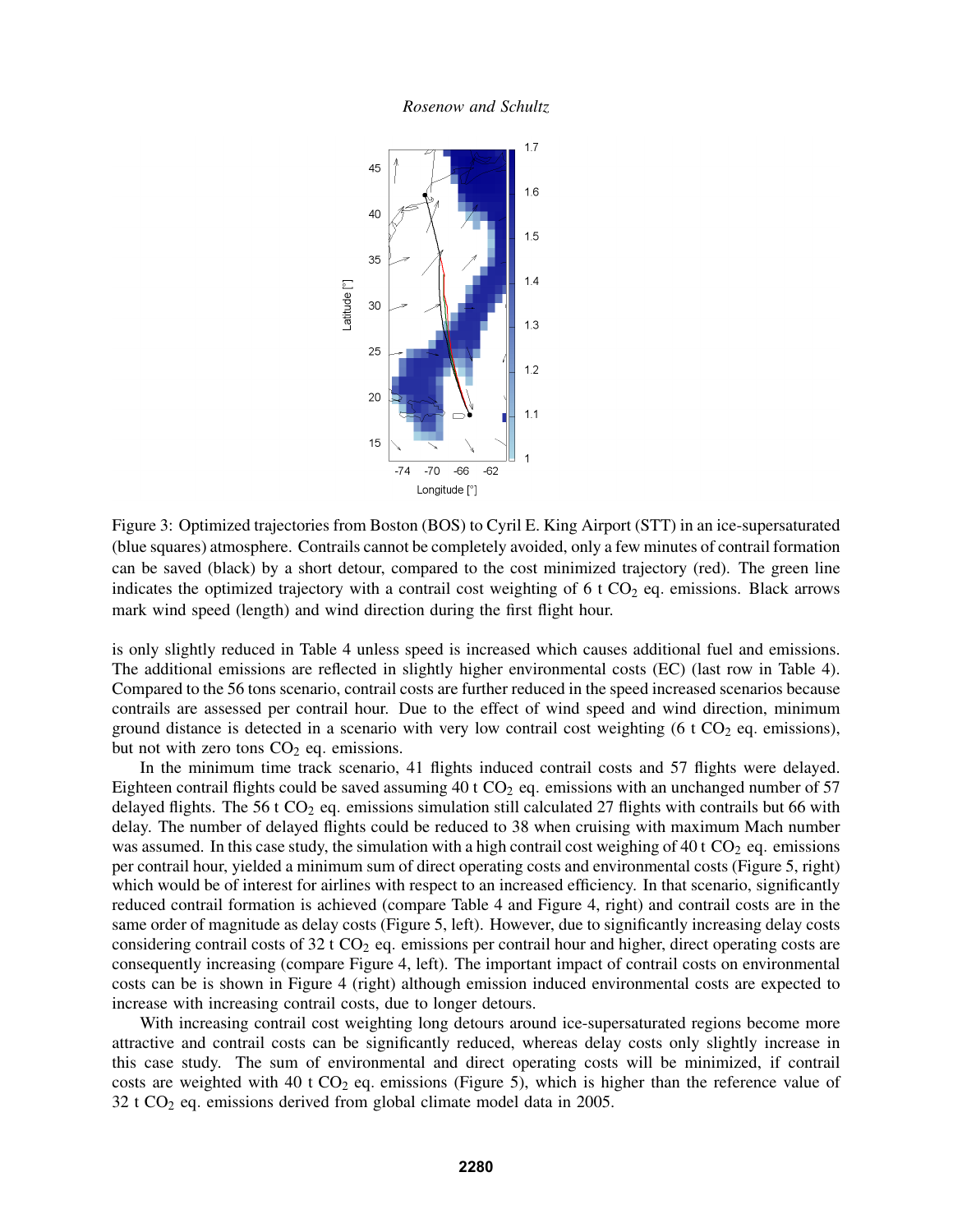Figure 3: Optimized trajectories from Boston (BOS) to Cyril E. King Airport (STT) in an ice-supersaturated (blue squares) atmosphere. Contrails cannot be completely avoided, only a few minutes of contrail formation can be saved (black) by a short detour, compared to the cost minimized trajectory (red). The green line indicates the optimized trajectory with a contrail cost weighting of 6 t $CO_2$ eq. emissions. Black arrows mark wind speed (length) and wind direction during the first flight hour.

is only slightly reduced in Table 4 unless speed is increased which causes additional fuel and emissions. The additional emissions are reflected in slightly higher environmental costs (EC) (last row in Table 4). Compared to the 56 tons scenario, contrail costs are further reduced in the speed increased scenarios because contrails are assessed per contrail hour. Due to the effect of wind speed and wind direction, minimum ground distance is detected in a scenario with very low contrail cost weighting (6 t $CO_2$ eq. emissions), but not with zero tons $CO_2$ eq. emissions.

In the minimum time track scenario, 41 flights induced contrail costs and 57 flights were delayed. Eighteen contrail flights could be saved assuming 40 t $CO_2$ eq. emissions with an unchanged number of 57 delayed flights. The 56 t $CO_2$ eq. emissions simulation still calculated 27 flights with contrails but 66 with delay. The number of delayed flights could be reduced to 38 when cruising with maximum Mach number was assumed. In this case study, the simulation with a high contrail cost weighing of 40 t $CO_2$ eq. emissions per contrail hour, yielded a minimum sum of direct operating costs and environmental costs (Figure 5, right) which would be of interest for airlines with respect to an increased efficiency. In that scenario, significantly reduced contrail formation is achieved (compare Table 4 and Figure 4, right) and contrail costs are in the same order of magnitude as delay costs (Figure 5, left). However, due to significantly increasing delay costs considering contrail costs of 32 t $CO_2$ eq. emissions per contrail hour and higher, direct operating costs are consequently increasing (compare Figure 4, left). The important impact of contrail costs on environmental costs can be is shown in Figure 4 (right) although emission induced environmental costs are expected to increase with increasing contrail costs, due to longer detours.

With increasing contrail cost weighting long detours around ice-supersaturated regions become more attractive and contrail costs can be significantly reduced, whereas delay costs only slightly increase in this case study. The sum of environmental and direct operating costs will be minimized, if contrail costs are weighted with 40 t $CO_2$ eq. emissions (Figure 5), which is higher than the reference value of 32 t $CO_2$ eq. emissions derived from global climate model data in 2005.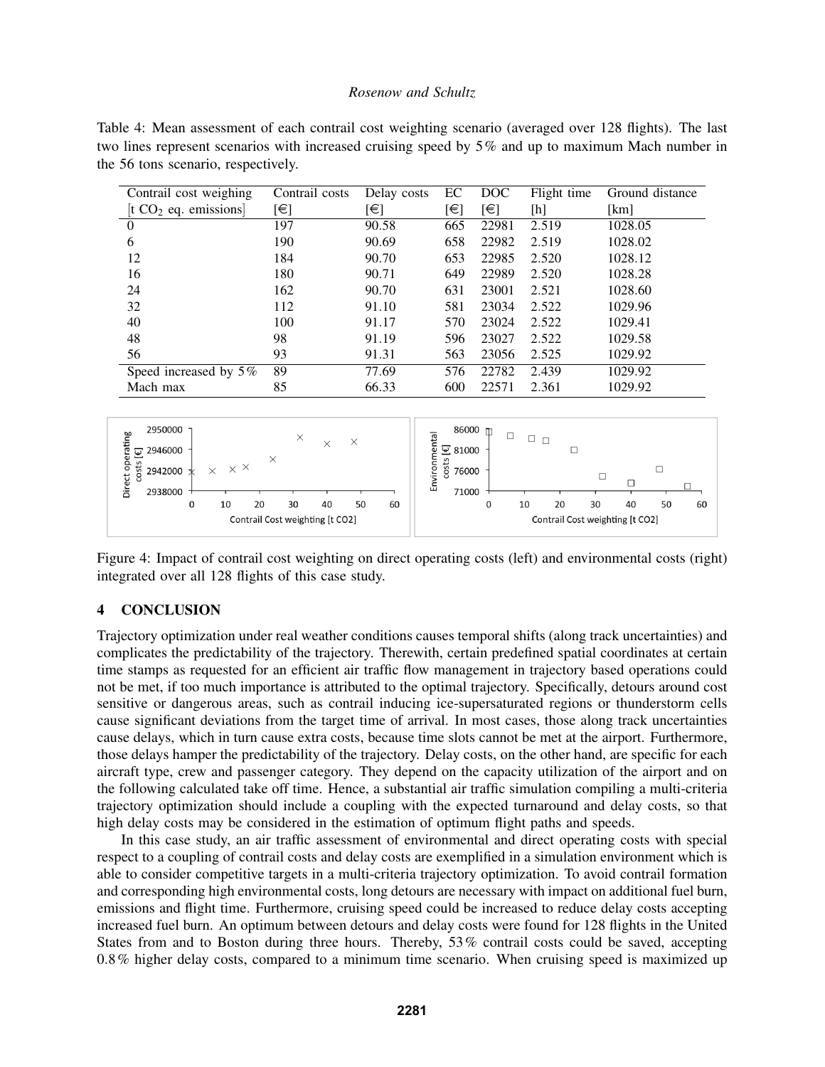Table 4: Mean assessment of each contrail cost weighting scenario (averaged over 128 flights). The last two lines represent scenarios with increased cruising speed by 5% and up to maximum Mach number in the 56 tons scenario, respectively.

| Contrail cost weighing [t $CO_2$ eq. emissions] | Contrail costs [€] | Delay costs [€] | EC [€] | DOC [€] | Flight time [h] | Ground distance [km] |
|---|---|---|---|---|---|---|
| 0 | 197 | 90.58 | 665 | 22981 | 2.519 | 1028.05 |
| 6 | 190 | 90.69 | 658 | 22982 | 2.519 | 1028.02 |
| 12 | 184 | 90.70 | 653 | 22985 | 2.520 | 1028.12 |
| 16 | 180 | 90.71 | 649 | 22989 | 2.520 | 1028.28 |
| 24 | 162 | 90.70 | 631 | 23001 | 2.521 | 1028.60 |
| 32 | 112 | 91.10 | 581 | 23034 | 2.522 | 1029.96 |
| 40 | 100 | 91.17 | 570 | 23024 | 2.522 | 1029.41 |
| 48 | 98 | 91.19 | 596 | 23027 | 2.522 | 1029.58 |
| 56 | 93 | 91.31 | 563 | 23056 | 2.525 | 1029.92 |
| Speed increased by 5% | 89 | 77.69 | 576 | 22782 | 2.439 | 1029.92 |
| Mach max | 85 | 66.33 | 600 | 22571 | 2.361 | 1029.92 |

Figure 4: Impact of contrail cost weighting on direct operating costs (left) and environmental costs (right) integrated over all 128 flights of this case study.

## 4 CONCLUSION

Trajectory optimization under real weather conditions causes temporal shifts (along track uncertainties) and complicates the predictability of the trajectory. Therewith, certain predefined spatial coordinates at certain time stamps as requested for an efficient air traffic flow management in trajectory based operations could not be met, if too much importance is attributed to the optimal trajectory. Specifically, detours around cost sensitive or dangerous areas, such as contrail inducing ice-supersaturated regions or thunderstorm cells cause significant deviations from the target time of arrival. In most cases, those along track uncertainties cause delays, which in turn cause extra costs, because time slots cannot be met at the airport. Furthermore, those delays hamper the predictability of the trajectory. Delay costs, on the other hand, are specific for each aircraft type, crew and passenger category. They depend on the capacity utilization of the airport and on the following calculated take off time. Hence, a substantial air traffic simulation compiling a multi-criteria trajectory optimization should include a coupling with the expected turnaround and delay costs, so that high delay costs may be considered in the estimation of optimum flight paths and speeds.

In this case study, an air traffic assessment of environmental and direct operating costs with special respect to a coupling of contrail costs and delay costs are exemplified in a simulation environment which is able to consider competitive targets in a multi-criteria trajectory optimization. To avoid contrail formation and corresponding high environmental costs, long detours are necessary with impact on additional fuel burn, emissions and flight time. Furthermore, cruising speed could be increased to reduce delay costs accepting increased fuel burn. An optimum between detours and delay costs were found for 128 flights in the United States from and to Boston during three hours. Thereby, 53% contrail costs could be saved, accepting 0.8% higher delay costs, compared to a minimum time scenario. When cruising speed is maximized up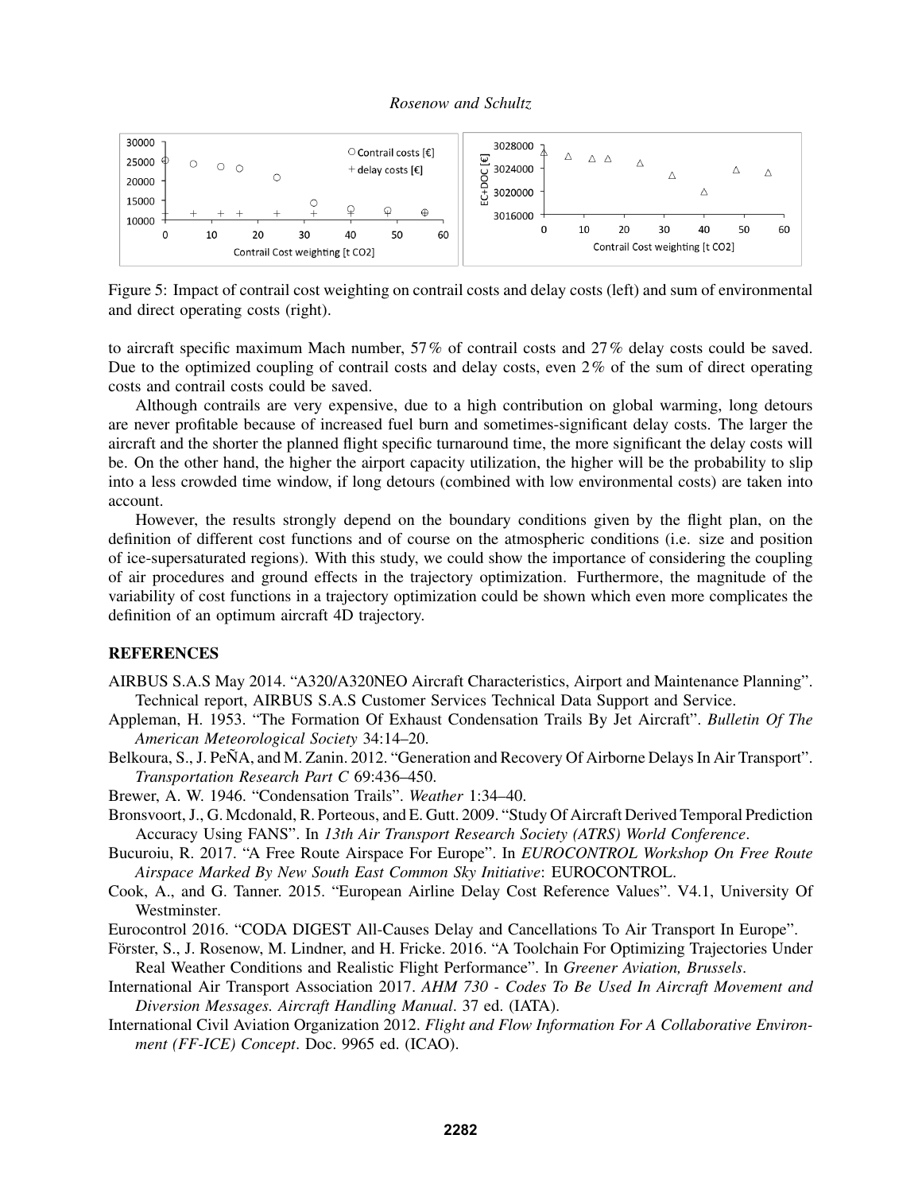Figure 5: Impact of contrail cost weighting on contrail costs and delay costs (left) and sum of environmental and direct operating costs (right).

to aircraft specific maximum Mach number, 57 % of contrail costs and 27 % delay costs could be saved. Due to the optimized coupling of contrail costs and delay costs, even 2 % of the sum of direct operating costs and contrail costs could be saved.

Although contrails are very expensive, due to a high contribution on global warming, long detours are never profitable because of increased fuel burn and sometimes-significant delay costs. The larger the aircraft and the shorter the planned flight specific turnaround time, the more significant the delay costs will be. On the other hand, the higher the airport capacity utilization, the higher will be the probability to slip into a less crowded time window, if long detours (combined with low environmental costs) are taken into account.

However, the results strongly depend on the boundary conditions given by the flight plan, on the definition of different cost functions and of course on the atmospheric conditions (i.e. size and position of ice-supersaturated regions). With this study, we could show the importance of considering the coupling of air procedures and ground effects in the trajectory optimization. Furthermore, the magnitude of the variability of cost functions in a trajectory optimization could be shown which even more complicates the definition of an optimum aircraft 4D trajectory.

## REFERENCES

AIRBUS S.A.S May 2014. "A320/A320NEO Aircraft Characteristics, Airport and Maintenance Planning". Technical report, AIRBUS S.A.S Customer Services Technical Data Support and Service.

Appleman, H. 1953. "The Formation Of Exhaust Condensation Trails By Jet Aircraft". *Bulletin Of The American Meteorological Society* 34:14–20.

Belkoura, S., J. PeÑA, and M. Zanin. 2012. "Generation and Recovery Of Airborne Delays In Air Transport". *Transportation Research Part C* 69:436–450.

Brewer, A. W. 1946. "Condensation Trails". *Weather* 1:34–40.

Bronsvoort, J., G. Mcdonald, R. Porteous, and E. Gutt. 2009. "Study Of Aircraft Derived Temporal Prediction Accuracy Using FANS". In *13th Air Transport Research Society (ATRS) World Conference*.

Bucuroiu, R. 2017. "A Free Route Airspace For Europe". In *EUROCONTROL Workshop On Free Route Airspace Marked By New South East Common Sky Initiative*: EUROCONTROL.

Cook, A., and G. Tanner. 2015. "European Airline Delay Cost Reference Values". V4.1, University Of Westminster.

Eurocontrol 2016. "CODA DIGEST All-Causes Delay and Cancellations To Air Transport In Europe".

Förster, S., J. Rosenow, M. Lindner, and H. Fricke. 2016. "A Toolchain For Optimizing Trajectories Under Real Weather Conditions and Realistic Flight Performance". In *Greener Aviation, Brussels*.

International Air Transport Association 2017. *AHM 730 - Codes To Be Used In Aircraft Movement and Diversion Messages. Aircraft Handling Manual*. 37 ed. (IATA).

International Civil Aviation Organization 2012. *Flight and Flow Information For A Collaborative Environment (FF-ICE) Concept*. Doc. 9965 ed. (ICAO).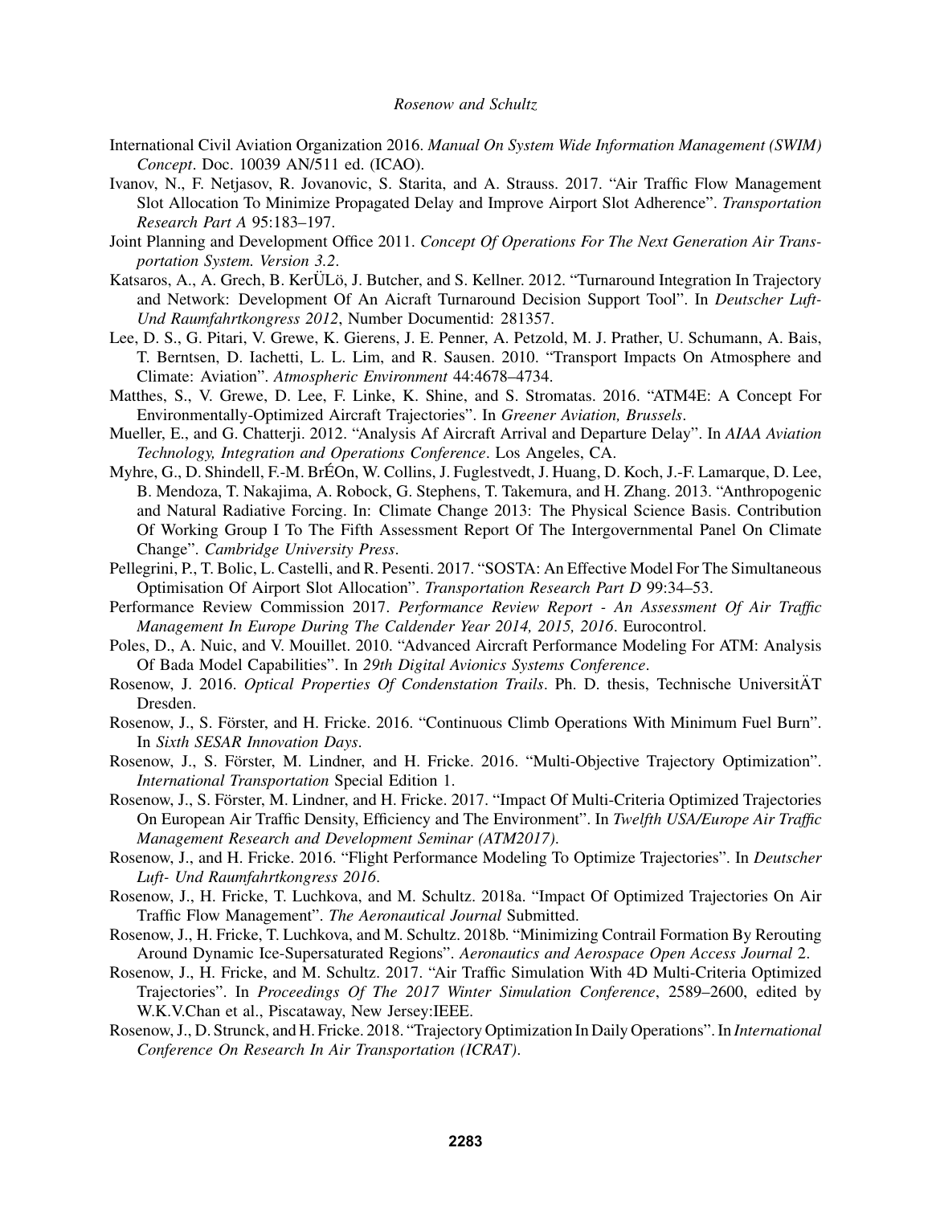International Civil Aviation Organization 2016. *Manual On System Wide Information Management (SWIM) Concept*. Doc. 10039 AN/511 ed. (ICAO).

Ivanov, N., F. Netjasov, R. Jovanovic, S. Starita, and A. Strauss. 2017. "Air Traffic Flow Management Slot Allocation To Minimize Propagated Delay and Improve Airport Slot Adherence". *Transportation Research Part A* 95:183–197.

Joint Planning and Development Office 2011. *Concept Of Operations For The Next Generation Air Transportation System. Version 3.2*.

Katsaros, A., A. Grech, B. KerÜLö, J. Butcher, and S. Kellner. 2012. "Turnaround Integration In Trajectory and Network: Development Of An Aicraft Turnaround Decision Support Tool". In *Deutscher Luft-Und Raumfahrtkongress 2012*, Number Documentid: 281357.

Lee, D. S., G. Pitari, V. Grewe, K. Gierens, J. E. Penner, A. Petzold, M. J. Prather, U. Schumann, A. Bais, T. Berntsen, D. Iachetti, L. L. Lim, and R. Sausen. 2010. "Transport Impacts On Atmosphere and Climate: Aviation". *Atmospheric Environment* 44:4678–4734.

Matthes, S., V. Grewe, D. Lee, F. Linke, K. Shine, and S. Stromatas. 2016. "ATM4E: A Concept For Environmentally-Optimized Aircraft Trajectories". In *Greener Aviation, Brussels*.

Mueller, E., and G. Chatterji. 2012. "Analysis Af Aircraft Arrival and Departure Delay". In *AIAA Aviation Technology, Integration and Operations Conference*. Los Angeles, CA.

Myhre, G., D. Shindell, F.-M. BrÉOn, W. Collins, J. Fuglestvedt, J. Huang, D. Koch, J.-F. Lamarque, D. Lee, B. Mendoza, T. Nakajima, A. Robock, G. Stephens, T. Takemura, and H. Zhang. 2013. "Anthropogenic and Natural Radiative Forcing. In: Climate Change 2013: The Physical Science Basis. Contribution Of Working Group I To The Fifth Assessment Report Of The Intergovernmental Panel On Climate Change". *Cambridge University Press*.

Pellegrini, P., T. Bolic, L. Castelli, and R. Pesenti. 2017. "SOSTA: An Effective Model For The Simultaneous Optimisation Of Airport Slot Allocation". *Transportation Research Part D* 99:34–53.

Performance Review Commission 2017. *Performance Review Report - An Assessment Of Air Traffic Management In Europe During The Caldender Year 2014, 2015, 2016*. Eurocontrol.

Poles, D., A. Nuic, and V. Mouillet. 2010. "Advanced Aircraft Performance Modeling For ATM: Analysis Of Bada Model Capabilities". In *29th Digital Avionics Systems Conference*.

Rosenow, J. 2016. *Optical Properties Of Condenstation Trails*. Ph. D. thesis, Technische UniversitÄT Dresden.

Rosenow, J., S. Förster, and H. Fricke. 2016. "Continuous Climb Operations With Minimum Fuel Burn". In *Sixth SESAR Innovation Days*.

Rosenow, J., S. Förster, M. Lindner, and H. Fricke. 2016. "Multi-Objective Trajectory Optimization". *International Transportation* Special Edition 1.

Rosenow, J., S. Förster, M. Lindner, and H. Fricke. 2017. "Impact Of Multi-Criteria Optimized Trajectories On European Air Traffic Density, Efficiency and The Environment". In *Twelfth USA/Europe Air Traffic Management Research and Development Seminar (ATM2017)*.

Rosenow, J., and H. Fricke. 2016. "Flight Performance Modeling To Optimize Trajectories". In *Deutscher Luft- Und Raumfahrtkongress 2016*.

Rosenow, J., H. Fricke, T. Luchkova, and M. Schultz. 2018a. "Impact Of Optimized Trajectories On Air Traffic Flow Management". *The Aeronautical Journal* Submitted.

Rosenow, J., H. Fricke, T. Luchkova, and M. Schultz. 2018b. "Minimizing Contrail Formation By Rerouting Around Dynamic Ice-Supersaturated Regions". *Aeronautics and Aerospace Open Access Journal* 2.

Rosenow, J., H. Fricke, and M. Schultz. 2017. "Air Traffic Simulation With 4D Multi-Criteria Optimized Trajectories". In *Proceedings Of The 2017 Winter Simulation Conference*, 2589–2600, edited by W.K.V.Chan et al., Piscataway, New Jersey:IEEE.

Rosenow, J., D. Strunck, and H. Fricke. 2018. "Trajectory Optimization In Daily Operations". In *International Conference On Research In Air Transportation (ICRAT)*.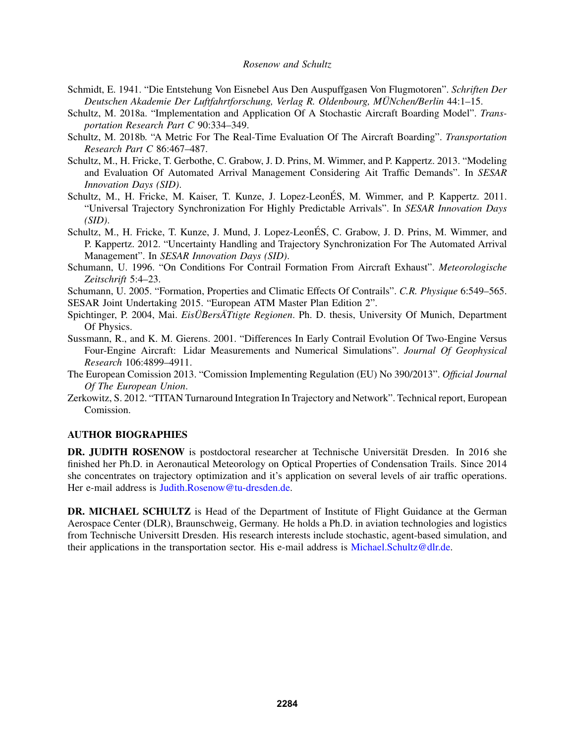Schmidt, E. 1941. "Die Entstehung Von Eisnebel Aus Den Auspuffgasen Von Flugmotoren". *Schriften Der Deutschen Akademie Der Luftfahrtforschung, Verlag R. Oldenbourg, MÜNchen/Berlin* 44:1–15.

Schultz, M. 2018a. "Implementation and Application Of A Stochastic Aircraft Boarding Model". *Transportation Research Part C* 90:334–349.

Schultz, M. 2018b. "A Metric For The Real-Time Evaluation Of The Aircraft Boarding". *Transportation Research Part C* 86:467–487.

Schultz, M., H. Fricke, T. Gerbothe, C. Grabow, J. D. Prins, M. Wimmer, and P. Kappertz. 2013. "Modeling and Evaluation Of Automated Arrival Management Considering Ait Traffic Demands". In *SESAR Innovation Days (SID)*.

Schultz, M., H. Fricke, M. Kaiser, T. Kunze, J. Lopez-LeonÉS, M. Wimmer, and P. Kappertz. 2011. "Universal Trajectory Synchronization For Highly Predictable Arrivals". In *SESAR Innovation Days (SID)*.

Schultz, M., H. Fricke, T. Kunze, J. Mund, J. Lopez-LeonÉS, C. Grabow, J. D. Prins, M. Wimmer, and P. Kappertz. 2012. "Uncertainty Handling and Trajectory Synchronization For The Automated Arrival Management". In *SESAR Innovation Days (SID)*.

Schumann, U. 1996. "On Conditions For Contrail Formation From Aircraft Exhaust". *Meteorologische Zeitschrift* 5:4–23.

Schumann, U. 2005. "Formation, Properties and Climatic Effects Of Contrails". *C.R. Physique* 6:549–565.

SESAR Joint Undertaking 2015. "European ATM Master Plan Edition 2".

Spichtinger, P. 2004, Mai. *EisÜBersÄTtigte Regionen*. Ph. D. thesis, University Of Munich, Department Of Physics.

Sussmann, R., and K. M. Gierens. 2001. "Differences In Early Contrail Evolution Of Two-Engine Versus Four-Engine Aircraft: Lidar Measurements and Numerical Simulations". *Journal Of Geophysical Research* 106:4899–4911.

The European Comission 2013. "Comission Implementing Regulation (EU) No 390/2013". *Official Journal Of The European Union*.

Zerkowitz, S. 2012. "TITAN Turnaround Integration In Trajectory and Network". Technical report, European Comission.

## AUTHOR BIOGRAPHIES

**DR. JUDITH ROSENOW** is postdoctoral researcher at Technische Universität Dresden. In 2016 she finished her Ph.D. in Aeronautical Meteorology on Optical Properties of Condensation Trails. Since 2014 she concentrates on trajectory optimization and it's application on several levels of air traffic operations. Her e-mail address is Judith.Rosenow@tu-dresden.de.

**DR. MICHAEL SCHULTZ** is Head of the Department of Institute of Flight Guidance at the German Aerospace Center (DLR), Braunschweig, Germany. He holds a Ph.D. in aviation technologies and logistics from Technische Universitt Dresden. His research interests include stochastic, agent-based simulation, and their applications in the transportation sector. His e-mail address is Michael.Schultz@dlr.de.